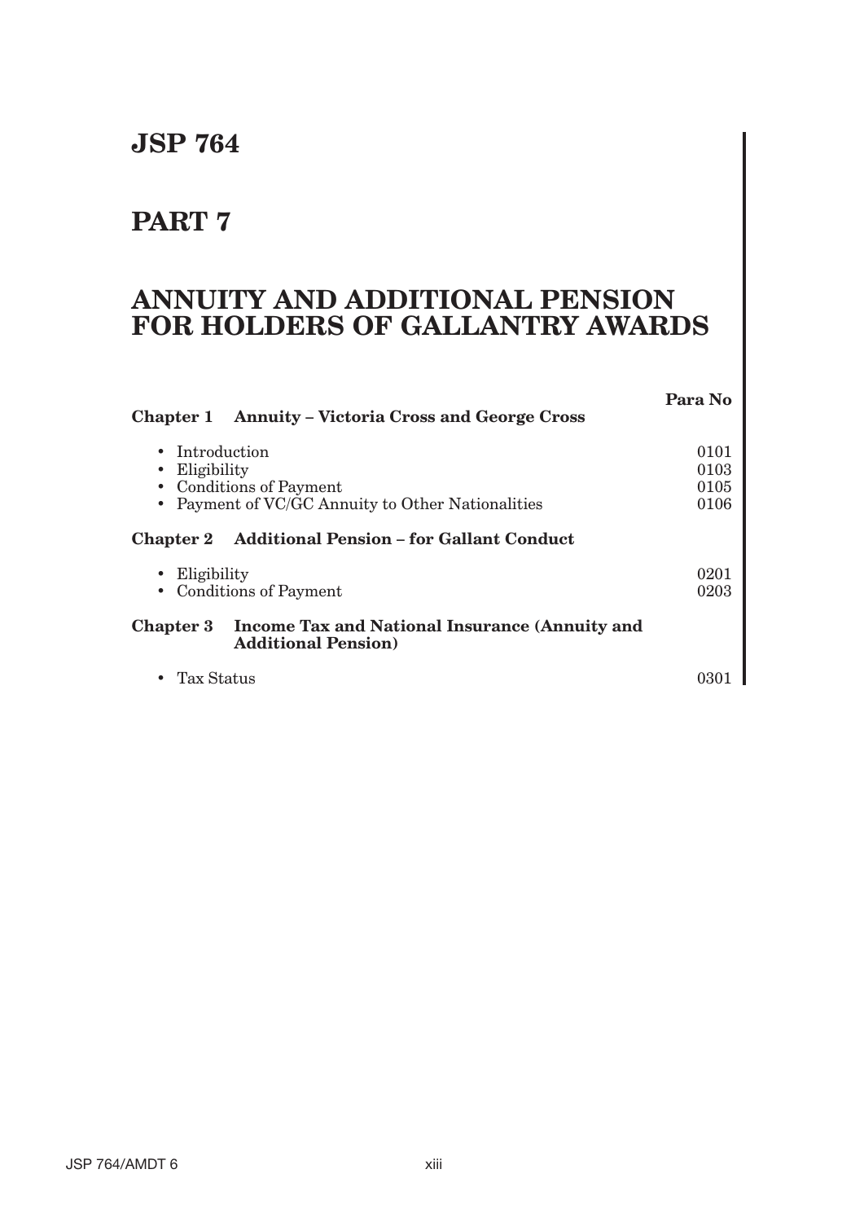# JSP 764

# PART 7

# ANNUITY AND ADDITIONAL PENSION FOR HOLDERS OF GALLANTRY AWARDS

| | Para No |
|---|---|
| **Chapter 1 Annuity – Victoria Cross and George Cross** | |
| • Introduction | 0101 |
| • Eligibility | 0103 |
| • Conditions of Payment | 0105 |
| • Payment of VC/GC Annuity to Other Nationalities | 0106 |
| **Chapter 2 Additional Pension – for Gallant Conduct** | |
| • Eligibility | 0201 |
| • Conditions of Payment | 0203 |
| **Chapter 3 Income Tax and National Insurance (Annuity and Additional Pension)** | |
| • Tax Status | 0301 |

JSP 764/AMDT 6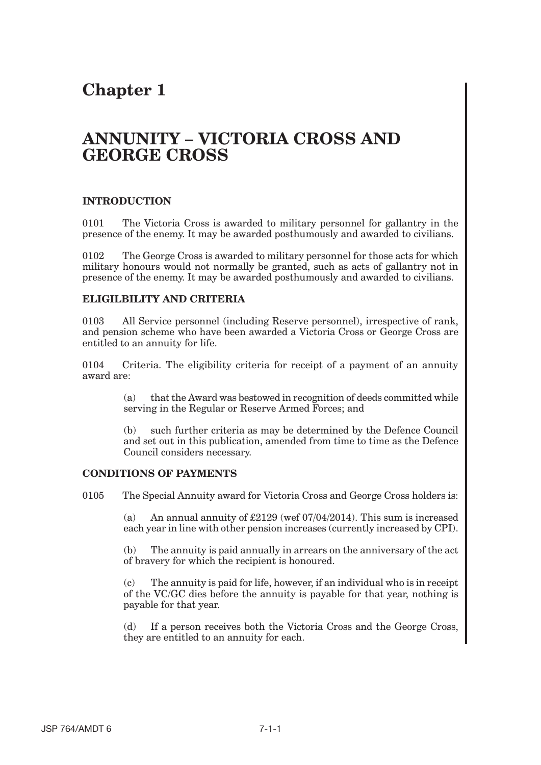# Chapter 1

# ANNUNITY – VICTORIA CROSS AND GEORGE CROSS

## INTRODUCTION

0101 The Victoria Cross is awarded to military personnel for gallantry in the presence of the enemy. It may be awarded posthumously and awarded to civilians.

0102 The George Cross is awarded to military personnel for those acts for which military honours would not normally be granted, such as acts of gallantry not in presence of the enemy. It may be awarded posthumously and awarded to civilians.

## ELIGILBILITY AND CRITERIA

0103 All Service personnel (including Reserve personnel), irrespective of rank, and pension scheme who have been awarded a Victoria Cross or George Cross are entitled to an annuity for life.

0104 Criteria. The eligibility criteria for receipt of a payment of an annuity award are:

(a) that the Award was bestowed in recognition of deeds committed while serving in the Regular or Reserve Armed Forces; and

(b) such further criteria as may be determined by the Defence Council and set out in this publication, amended from time to time as the Defence Council considers necessary.

## CONDITIONS OF PAYMENTS

0105 The Special Annuity award for Victoria Cross and George Cross holders is:

(a) An annual annuity of £2129 (wef 07/04/2014). This sum is increased each year in line with other pension increases (currently increased by CPI).

(b) The annuity is paid annually in arrears on the anniversary of the act of bravery for which the recipient is honoured.

(c) The annuity is paid for life, however, if an individual who is in receipt of the VC/GC dies before the annuity is payable for that year, nothing is payable for that year.

(d) If a person receives both the Victoria Cross and the George Cross, they are entitled to an annuity for each.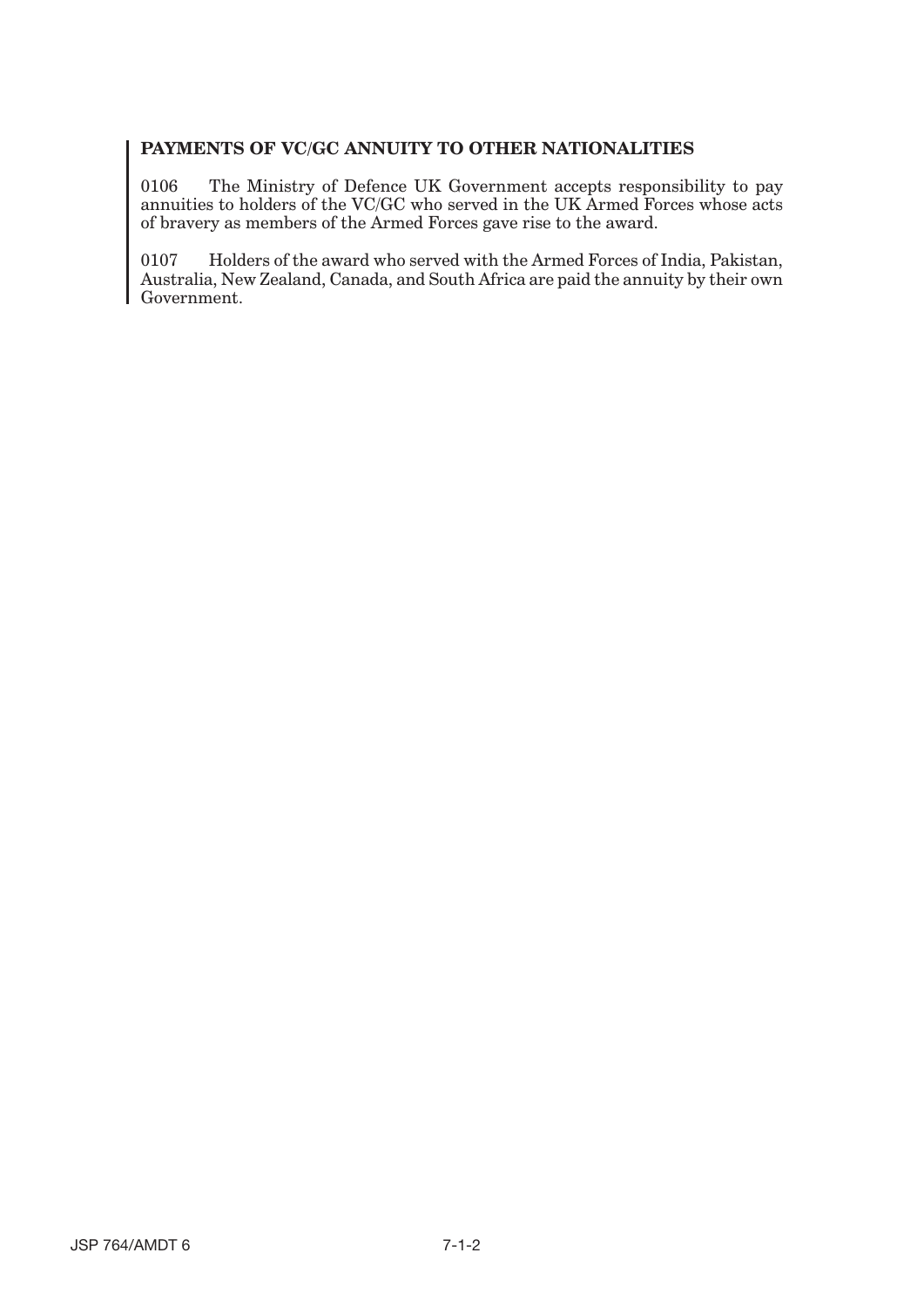**PAYMENTS OF VC/GC ANNUITY TO OTHER NATIONALITIES**

0106 The Ministry of Defence UK Government accepts responsibility to pay annuities to holders of the VC/GC who served in the UK Armed Forces whose acts of bravery as members of the Armed Forces gave rise to the award.

0107 Holders of the award who served with the Armed Forces of India, Pakistan, Australia, New Zealand, Canada, and South Africa are paid the annuity by their own Government.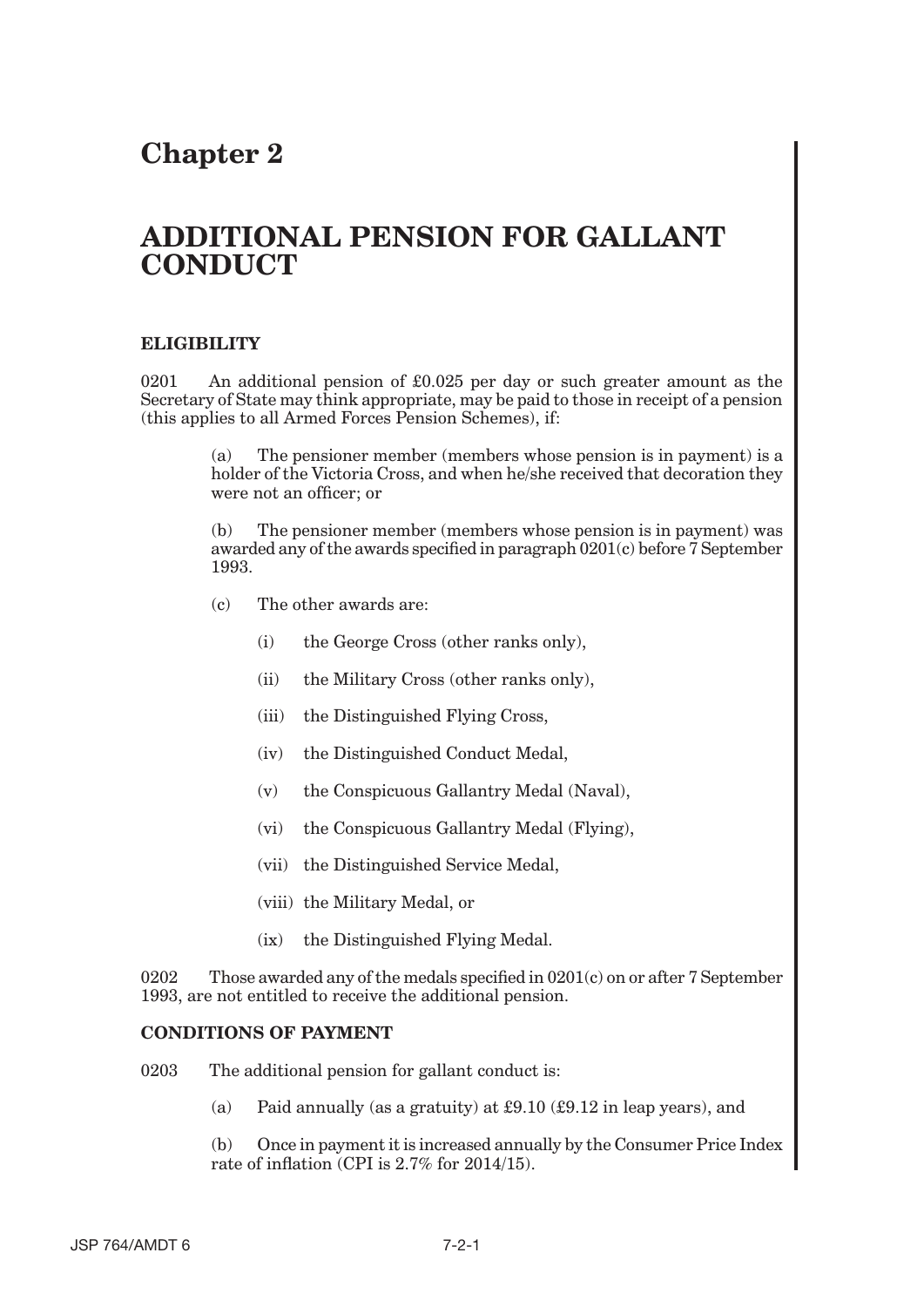# Chapter 2

# ADDITIONAL PENSION FOR GALLANT CONDUCT

### ELIGIBILITY

0201 An additional pension of £0.025 per day or such greater amount as the Secretary of State may think appropriate, may be paid to those in receipt of a pension (this applies to all Armed Forces Pension Schemes), if:

(a) The pensioner member (members whose pension is in payment) is a holder of the Victoria Cross, and when he/she received that decoration they were not an officer; or

(b) The pensioner member (members whose pension is in payment) was awarded any of the awards specified in paragraph 0201(c) before 7 September 1993.

(c) The other awards are:

(i) the George Cross (other ranks only),

(ii) the Military Cross (other ranks only),

(iii) the Distinguished Flying Cross,

(iv) the Distinguished Conduct Medal,

(v) the Conspicuous Gallantry Medal (Naval),

(vi) the Conspicuous Gallantry Medal (Flying),

(vii) the Distinguished Service Medal,

(viii) the Military Medal, or

(ix) the Distinguished Flying Medal.

0202 Those awarded any of the medals specified in 0201(c) on or after 7 September 1993, are not entitled to receive the additional pension.

### CONDITIONS OF PAYMENT

0203 The additional pension for gallant conduct is:

(a) Paid annually (as a gratuity) at £9.10 (£9.12 in leap years), and

(b) Once in payment it is increased annually by the Consumer Price Index rate of inflation (CPI is 2.7% for 2014/15).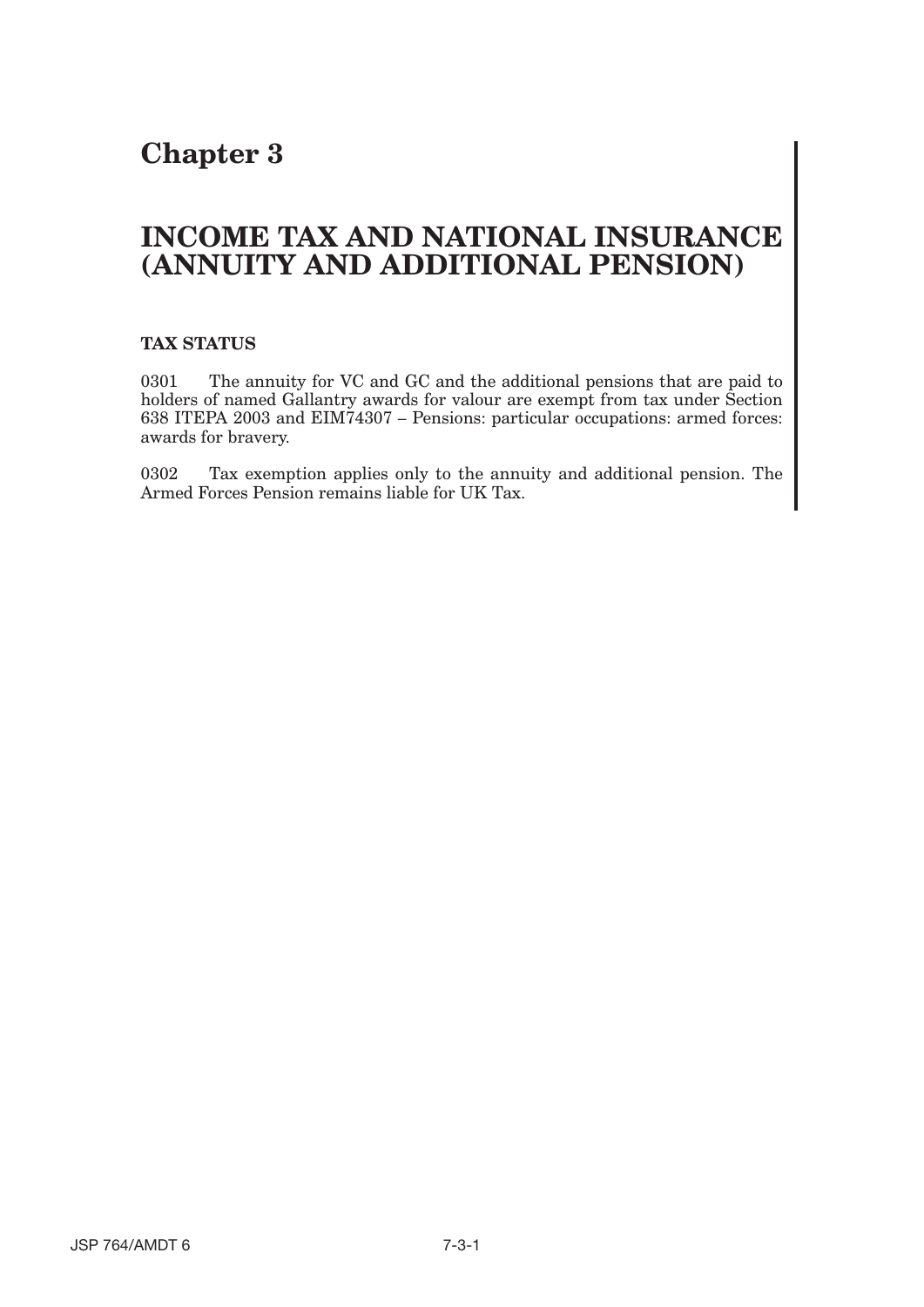# Chapter 3

# INCOME TAX AND NATIONAL INSURANCE (ANNUITY AND ADDITIONAL PENSION)

**TAX STATUS**

0301 The annuity for VC and GC and the additional pensions that are paid to holders of named Gallantry awards for valour are exempt from tax under Section 638 ITEPA 2003 and EIM74307 – Pensions: particular occupations: armed forces: awards for bravery.

0302 Tax exemption applies only to the annuity and additional pension. The Armed Forces Pension remains liable for UK Tax.